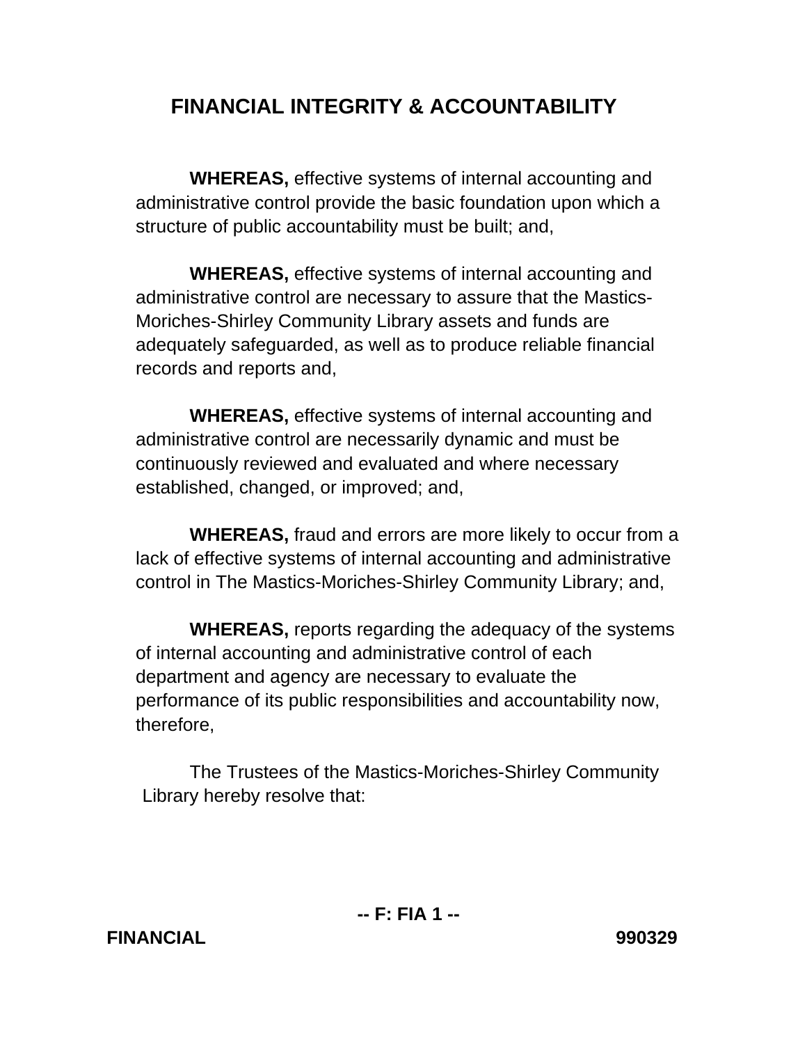# FINANCIAL INTEGRITY & ACCOUNTABILITY

**WHEREAS,** effective systems of internal accounting and administrative control provide the basic foundation upon which a structure of public accountability must be built; and,

**WHEREAS,** effective systems of internal accounting and administrative control are necessary to assure that the Mastics-Moriches-Shirley Community Library assets and funds are adequately safeguarded, as well as to produce reliable financial records and reports and,

**WHEREAS,** effective systems of internal accounting and administrative control are necessarily dynamic and must be continuously reviewed and evaluated and where necessary established, changed, or improved; and,

**WHEREAS,** fraud and errors are more likely to occur from a lack of effective systems of internal accounting and administrative control in The Mastics-Moriches-Shirley Community Library; and,

**WHEREAS,** reports regarding the adequacy of the systems of internal accounting and administrative control of each department and agency are necessary to evaluate the performance of its public responsibilities and accountability now, therefore,

The Trustees of the Mastics-Moriches-Shirley Community Library hereby resolve that: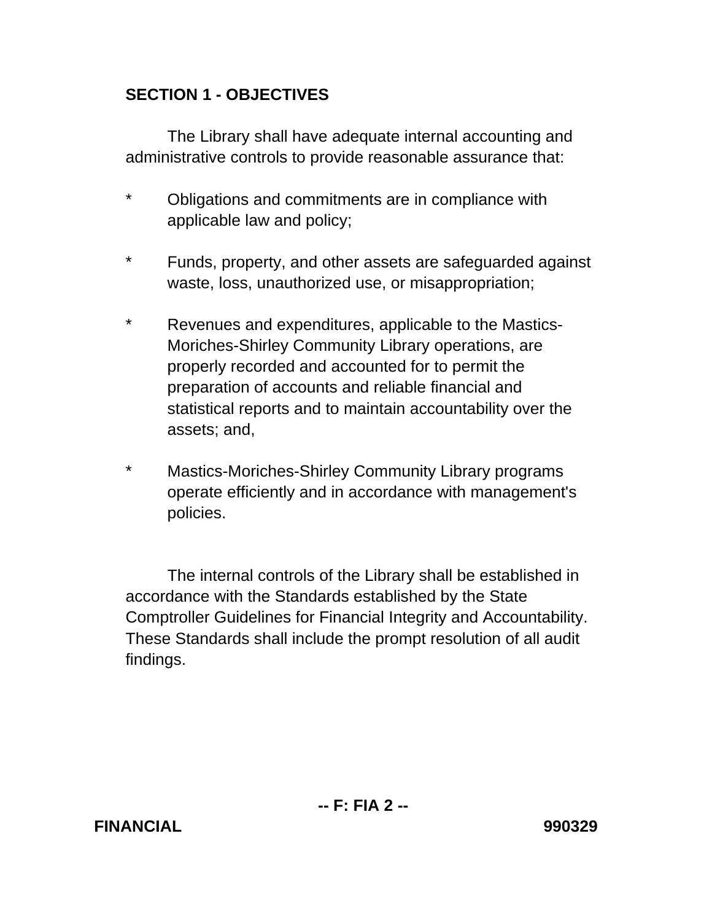## SECTION 1 - OBJECTIVES

The Library shall have adequate internal accounting and administrative controls to provide reasonable assurance that:

* Obligations and commitments are in compliance with applicable law and policy;

* Funds, property, and other assets are safeguarded against waste, loss, unauthorized use, or misappropriation;

* Revenues and expenditures, applicable to the Mastics-Moriches-Shirley Community Library operations, are properly recorded and accounted for to permit the preparation of accounts and reliable financial and statistical reports and to maintain accountability over the assets; and,

* Mastics-Moriches-Shirley Community Library programs operate efficiently and in accordance with management's policies.

The internal controls of the Library shall be established in accordance with the Standards established by the State Comptroller Guidelines for Financial Integrity and Accountability. These Standards shall include the prompt resolution of all audit findings.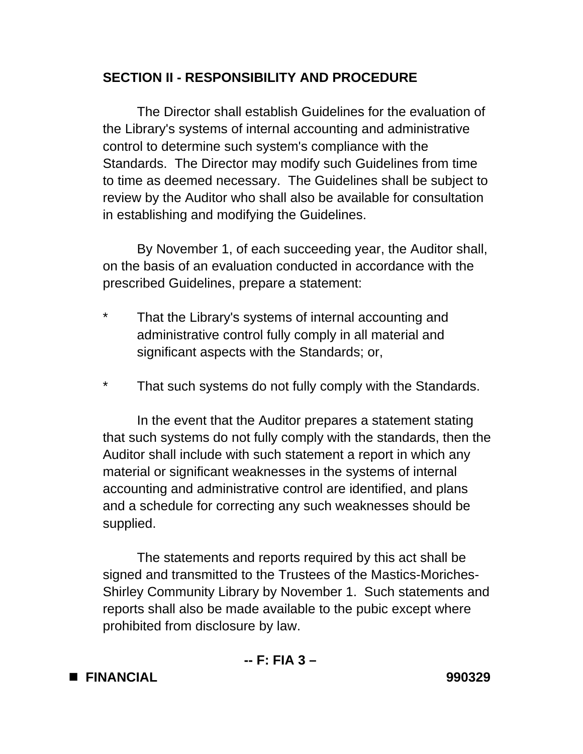**SECTION II - RESPONSIBILITY AND PROCEDURE**

The Director shall establish Guidelines for the evaluation of the Library's systems of internal accounting and administrative control to determine such system's compliance with the Standards. The Director may modify such Guidelines from time to time as deemed necessary. The Guidelines shall be subject to review by the Auditor who shall also be available for consultation in establishing and modifying the Guidelines.

By November 1, of each succeeding year, the Auditor shall, on the basis of an evaluation conducted in accordance with the prescribed Guidelines, prepare a statement:

* That the Library's systems of internal accounting and administrative control fully comply in all material and significant aspects with the Standards; or,

* That such systems do not fully comply with the Standards.

In the event that the Auditor prepares a statement stating that such systems do not fully comply with the standards, then the Auditor shall include with such statement a report in which any material or significant weaknesses in the systems of internal accounting and administrative control are identified, and plans and a schedule for correcting any such weaknesses should be supplied.

The statements and reports required by this act shall be signed and transmitted to the Trustees of the Mastics-Moriches-Shirley Community Library by November 1. Such statements and reports shall also be made available to the pubic except where prohibited from disclosure by law.